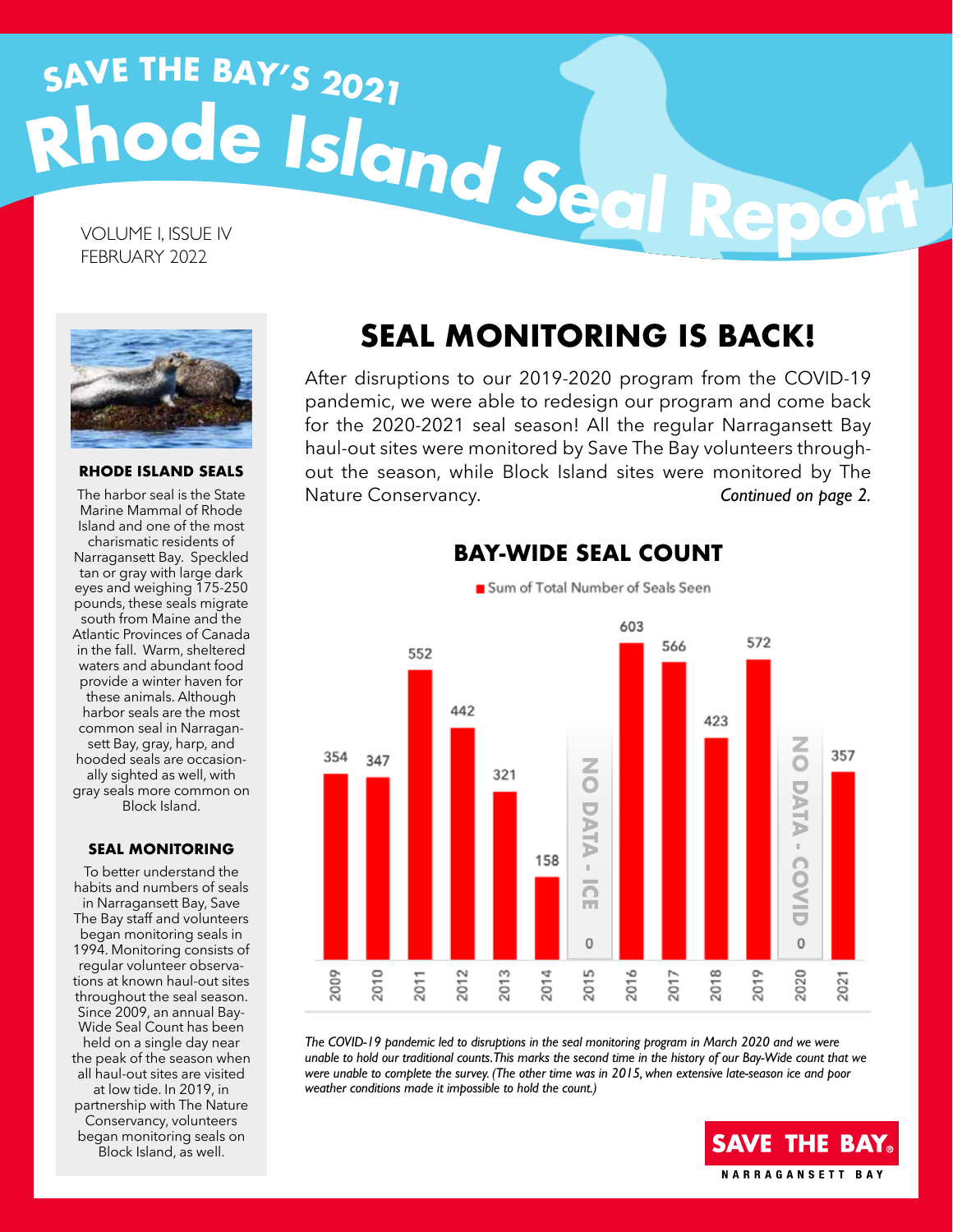# SAVE THE BAY'S 2021 Rhode Island Seal Report

VOLUME I, ISSUE IV
FEBRUARY 2022

## SEAL MONITORING IS BACK!

After disruptions to our 2019-2020 program from the COVID-19 pandemic, we were able to redesign our program and come back for the 2020-2021 seal season! All the regular Narragansett Bay haul-out sites were monitored by Save The Bay volunteers throughout the season, while Block Island sites were monitored by The Nature Conservancy. *Continued on page 2.*

### BAY-WIDE SEAL COUNT

Sum of Total Number of Seals Seen

| Year | Total Number of Seals Seen |
|---|---|
| 2009 | 354 |
| 2010 | 347 |
| 2011 | 552 |
| 2012 | 442 |
| 2013 | 321 |
| 2014 | 158 |
| 2015 | 0 (NO DATA - ICE) |
| 2016 | 603 |
| 2017 | 566 |
| 2018 | 423 |
| 2019 | 572 |
| 2020 | 0 (NO DATA - COVID) |
| 2021 | 357 |

*The COVID-19 pandemic led to disruptions in the seal monitoring program in March 2020 and we were unable to hold our traditional counts. This marks the second time in the history of our Bay-Wide count that we were unable to complete the survey. (The other time was in 2015, when extensive late-season ice and poor weather conditions made it impossible to hold the count.)*

### RHODE ISLAND SEALS

The harbor seal is the State Marine Mammal of Rhode Island and one of the most charismatic residents of Narragansett Bay. Speckled tan or gray with large dark eyes and weighing 175-250 pounds, these seals migrate south from Maine and the Atlantic Provinces of Canada in the fall. Warm, sheltered waters and abundant food provide a winter haven for these animals. Although harbor seals are the most common seal in Narragansett Bay, gray, harp, and hooded seals are occasionally sighted as well, with gray seals more common on Block Island.

### SEAL MONITORING

To better understand the habits and numbers of seals in Narragansett Bay, Save The Bay staff and volunteers began monitoring seals in 1994. Monitoring consists of regular volunteer observations at known haul-out sites throughout the seal season. Since 2009, an annual Bay-Wide Seal Count has been held on a single day near the peak of the season when all haul-out sites are visited at low tide. In 2019, in partnership with The Nature Conservancy, volunteers began monitoring seals on Block Island, as well.

SAVE THE BAY® NARRAGANSETT BAY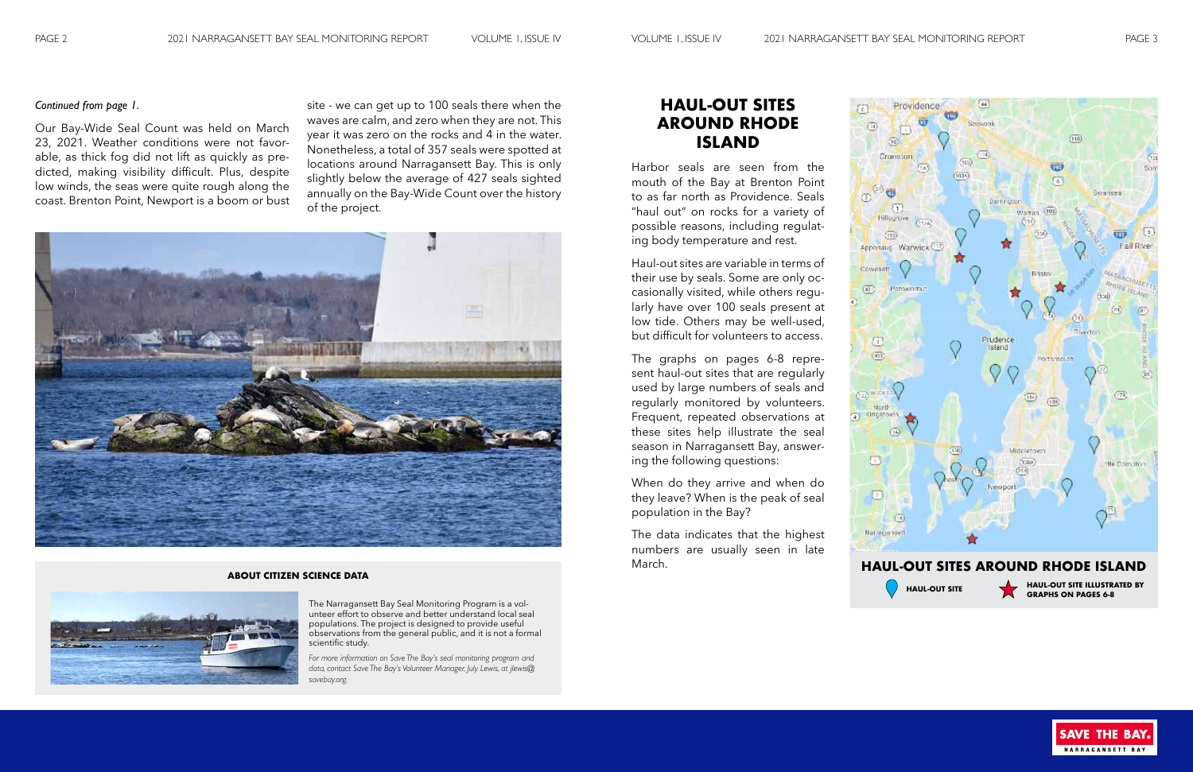*Continued from page 1.*

Our Bay-Wide Seal Count was held on March 23, 2021. Weather conditions were not favorable, as thick fog did not lift as quickly as predicted, making visibility difficult. Plus, despite low winds, the seas were quite rough along the coast. Brenton Point, Newport is a boom or bust site - we can get up to 100 seals there when the waves are calm, and zero when they are not. This year it was zero on the rocks and 4 in the water. Nonetheless, a total of 357 seals were spotted at locations around Narragansett Bay. This is only slightly below the average of 427 seals sighted annually on the Bay-Wide Count over the history of the project.

### ABOUT CITIZEN SCIENCE DATA

The Narragansett Bay Seal Monitoring Program is a volunteer effort to observe and better understand local seal populations. The project is designed to provide useful observations from the general public, and it is not a formal scientific study.

*For more information on Save The Bay's seal monitoring program and data, contact Save The Bay's Volunteer Manager, July Lewis, at jlewis@savebay.org.*

## HAUL-OUT SITES AROUND RHODE ISLAND

Harbor seals are seen from the mouth of the Bay at Brenton Point to as far north as Providence. Seals "haul out" on rocks for a variety of possible reasons, including regulating body temperature and rest.

Haul-out sites are variable in terms of their use by seals. Some are only occasionally visited, while others regularly have over 100 seals present at low tide. Others may be well-used, but difficult for volunteers to access.

The graphs on pages 6-8 represent haul-out sites that are regularly used by large numbers of seals and regularly monitored by volunteers. Frequent, repeated observations at these sites help illustrate the seal season in Narragansett Bay, answering the following questions:

When do they arrive and when do they leave? When is the peak of seal population in the Bay?

The data indicates that the highest numbers are usually seen in late March.

### HAUL-OUT SITES AROUND RHODE ISLAND

HAUL-OUT SITE

HAUL-OUT SITE ILLUSTRATED BY GRAPHS ON PAGES 6-8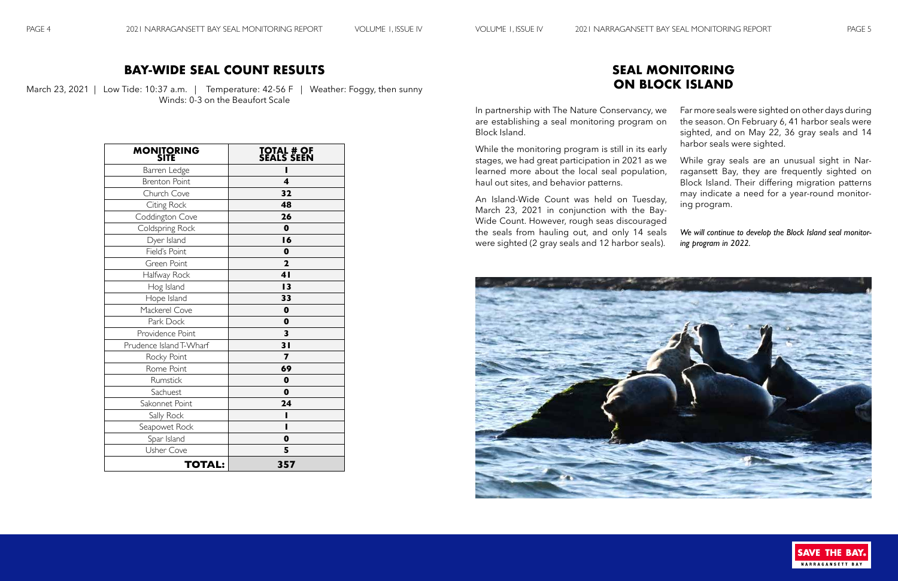## BAY-WIDE SEAL COUNT RESULTS

March 23, 2021 | Low Tide: 10:37 a.m. | Temperature: 42-56 F | Weather: Foggy, then sunny
Winds: 0-3 on the Beaufort Scale

| MONITORING SITE | TOTAL # OF SEALS SEEN |
|---|---|
| Barren Ledge | **1** |
| Brenton Point | **4** |
| Church Cove | **32** |
| Citing Rock | **48** |
| Coddington Cove | **26** |
| Coldspring Rock | **0** |
| Dyer Island | **16** |
| Field's Point | **0** |
| Green Point | **2** |
| Halfway Rock | **41** |
| Hog Island | **13** |
| Hope Island | **33** |
| Mackerel Cove | **0** |
| Park Dock | **0** |
| Providence Point | **3** |
| Prudence Island T-Wharf | **31** |
| Rocky Point | **7** |
| Rome Point | **69** |
| Rumstick | **0** |
| Sachuest | **0** |
| Sakonnet Point | **24** |
| Sally Rock | **1** |
| Seapowet Rock | **1** |
| Spar Island | **0** |
| Usher Cove | **5** |
| **TOTAL:** | **357** |

## SEAL MONITORING ON BLOCK ISLAND

In partnership with The Nature Conservancy, we are establishing a seal monitoring program on Block Island.

While the monitoring program is still in its early stages, we had great participation in 2021 as we learned more about the local seal population, haul out sites, and behavior patterns.

An Island-Wide Count was held on Tuesday, March 23, 2021 in conjunction with the Bay-Wide Count. However, rough seas discouraged the seals from hauling out, and only 14 seals were sighted (2 gray seals and 12 harbor seals).

Far more seals were sighted on other days during the season. On February 6, 41 harbor seals were sighted, and on May 22, 36 gray seals and 14 harbor seals were sighted.

While gray seals are an unusual sight in Narragansett Bay, they are frequently sighted on Block Island. Their differing migration patterns may indicate a need for a year-round monitoring program.

*We will continue to develop the Block Island seal monitoring program in 2022.*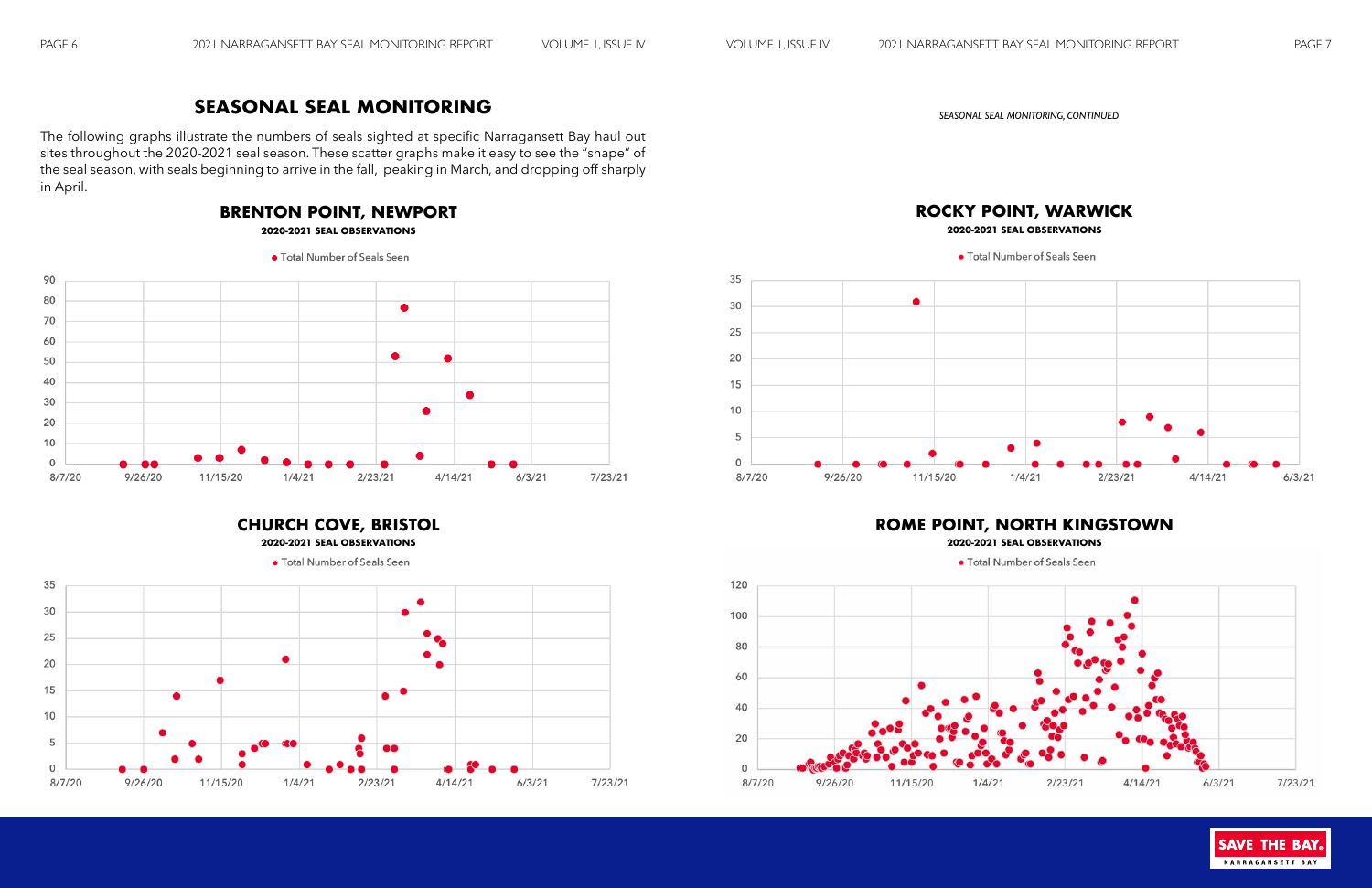## SEASONAL SEAL MONITORING

The following graphs illustrate the numbers of seals sighted at specific Narragansett Bay haul out sites throughout the 2020-2021 seal season. These scatter graphs make it easy to see the "shape" of the seal season, with seals beginning to arrive in the fall, peaking in March, and dropping off sharply in April.

### BRENTON POINT, NEWPORT

**2020-2021 SEAL OBSERVATIONS**

● Total Number of Seals Seen

### CHURCH COVE, BRISTOL

**2020-2021 SEAL OBSERVATIONS**

● Total Number of Seals Seen

*SEASONAL SEAL MONITORING, CONTINUED*

### ROCKY POINT, WARWICK

**2020-2021 SEAL OBSERVATIONS**

● Total Number of Seals Seen

### ROME POINT, NORTH KINGSTOWN

**2020-2021 SEAL OBSERVATIONS**

● Total Number of Seals Seen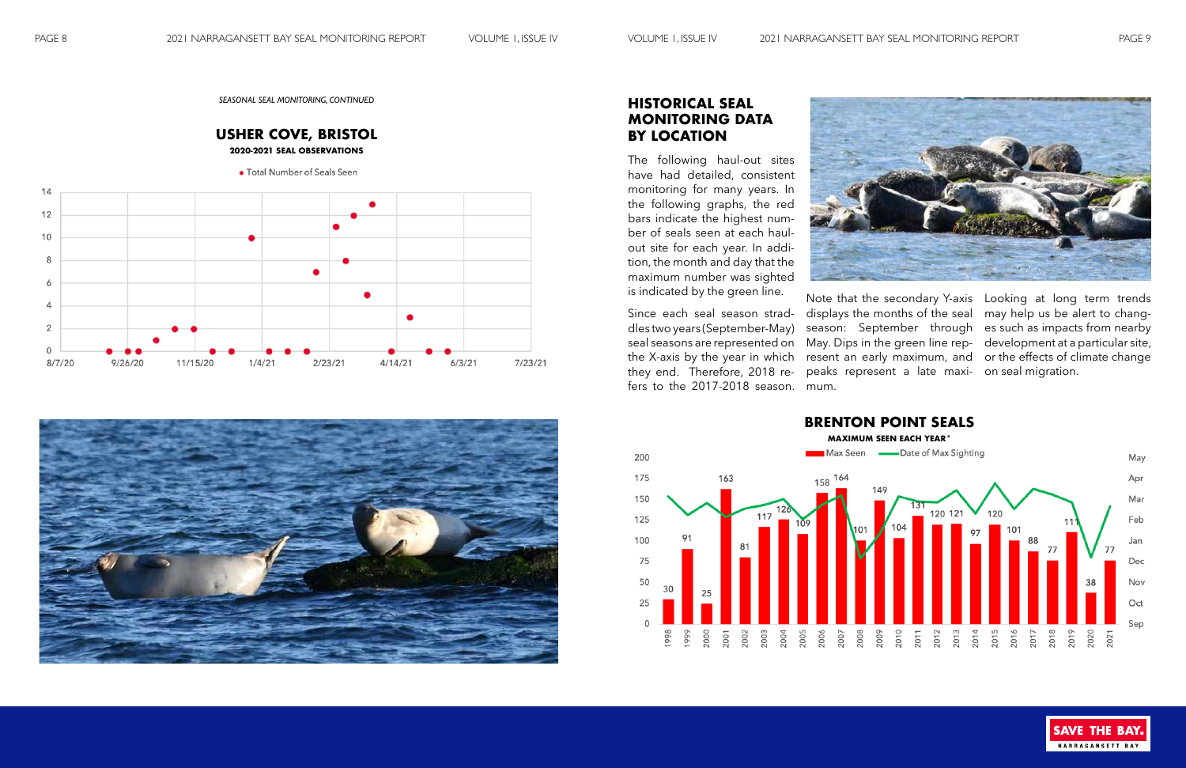*SEASONAL SEAL MONITORING, CONTINUED*

## USHER COVE, BRISTOL

**2020-2021 SEAL OBSERVATIONS**

● Total Number of Seals Seen

## HISTORICAL SEAL MONITORING DATA BY LOCATION

The following haul-out sites have had detailed, consistent monitoring for many years. In the following graphs, the red bars indicate the highest number of seals seen at each haul-out site for each year. In addition, the month and day that the maximum number was sighted is indicated by the green line.

Since each seal season straddles two years (September-May) seal seasons are represented on the X-axis by the year in which they end. Therefore, 2018 refers to the 2017-2018 season.

Note that the secondary Y-axis displays the months of the seal season: September through May. Dips in the green line represent an early maximum, and peaks represent a late maximum.

Looking at long term trends may help us be alert to changes such as impacts from nearby development at a particular site, or the effects of climate change on seal migration.

## BRENTON POINT SEALS

**MAXIMUM SEEN EACH YEAR\***

Max Seen — Date of Max Sighting

| Year | Max Seen |
|---|---|
| 1998 | 30 |
| 1999 | 91 |
| 2000 | 25 |
| 2001 | 163 |
| 2002 | 81 |
| 2003 | 117 |
| 2004 | 126 |
| 2005 | 109 |
| 2006 | 158 |
| 2007 | 164 |
| 2008 | 101 |
| 2009 | 149 |
| 2010 | 104 |
| 2011 | 131 |
| 2012 | 120 |
| 2013 | 121 |
| 2014 | 97 |
| 2015 | 120 |
| 2016 | 101 |
| 2017 | 88 |
| 2018 | 77 |
| 2019 | 111 |
| 2020 | 38 |
| 2021 | 77 |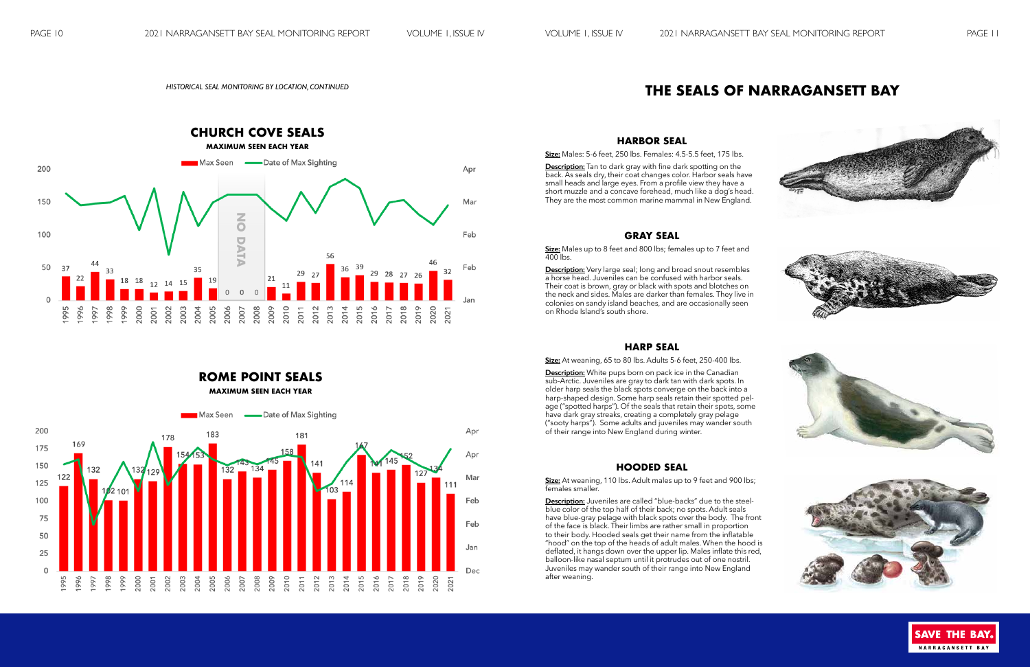*HISTORICAL SEAL MONITORING BY LOCATION, CONTINUED*

## CHURCH COVE SEALS

**MAXIMUM SEEN EACH YEAR**

| Year | Max Seen |
|---|---|
| 1995 | 37 |
| 1996 | 22 |
| 1997 | 44 |
| 1998 | 33 |
| 1999 | 18 |
| 2000 | 18 |
| 2001 | 12 |
| 2002 | 14 |
| 2003 | 15 |
| 2004 | 35 |
| 2005 | 19 |
| 2006 | 0 |
| 2007 | 0 |
| 2008 | 0 |
| 2009 | 21 |
| 2010 | 11 |
| 2011 | 29 |
| 2012 | 27 |
| 2013 | 56 |
| 2014 | 36 |
| 2015 | 39 |
| 2016 | 29 |
| 2017 | 28 |
| 2018 | 27 |
| 2019 | 26 |
| 2020 | 46 |
| 2021 | 32 |

NO DATA (2006–2008)

## ROME POINT SEALS

**MAXIMUM SEEN EACH YEAR**

| Year | Max Seen |
|---|---|
| 1995 | 122 |
| 1996 | 169 |
| 1997 | 132 |
| 1998 | 102 |
| 1999 | 101 |
| 2000 | 132 |
| 2001 | 129 |
| 2002 | 178 |
| 2003 | 154 |
| 2004 | 153 |
| 2005 | 183 |
| 2006 | 132 |
| 2007 | 143 |
| 2008 | 134 |
| 2009 | 145 |
| 2010 | 158 |
| 2011 | 181 |
| 2012 | 141 |
| 2013 | 103 |
| 2014 | 114 |
| 2015 | 167 |
| 2016 | 141 |
| 2017 | 145 |
| 2018 | 152 |
| 2019 | 127 |
| 2020 | 134 |
| 2021 | 111 |

# THE SEALS OF NARRAGANSETT BAY

## HARBOR SEAL

**Size:** Males: 5-6 feet, 250 lbs. Females: 4.5-5.5 feet, 175 lbs.

**Description:** Tan to dark gray with fine dark spotting on the back. As seals dry, their coat changes color. Harbor seals have small heads and large eyes. From a profile view they have a short muzzle and a concave forehead, much like a dog's head. They are the most common marine mammal in New England.

## GRAY SEAL

**Size:** Males up to 8 feet and 800 lbs; females up to 7 feet and 400 lbs.

**Description:** Very large seal; long and broad snout resembles a horse head. Juveniles can be confused with harbor seals. Their coat is brown, gray or black with spots and blotches on the neck and sides. Males are darker than females. They live in colonies on sandy island beaches, and are occasionally seen on Rhode Island's south shore.

## HARP SEAL

**Size:** At weaning, 65 to 80 lbs. Adults 5-6 feet, 250-400 lbs.

**Description:** White pups born on pack ice in the Canadian sub-Arctic. Juveniles are gray to dark tan with dark spots. In older harp seals the black spots converge on the back into a harp-shaped design. Some harp seals retain their spotted pelage ("spotted harps"). Of the seals that retain their spots, some have dark gray streaks, creating a completely gray pelage ("sooty harps"). Some adults and juveniles may wander south of their range into New England during winter.

## HOODED SEAL

**Size:** At weaning, 110 lbs. Adult males up to 9 feet and 900 lbs; females smaller.

**Description:** Juveniles are called "blue-backs" due to the steel-blue color of the top half of their back; no spots. Adult seals have blue-gray pelage with black spots over the body. The front of the face is black. Their limbs are rather small in proportion to their body. Hooded seals get their name from the inflatable "hood" on the top of the heads of adult males. When the hood is deflated, it hangs down over the upper lip. Males inflate this red, balloon-like nasal septum until it protrudes out of one nostril. Juveniles may wander south of their range into New England after weaning.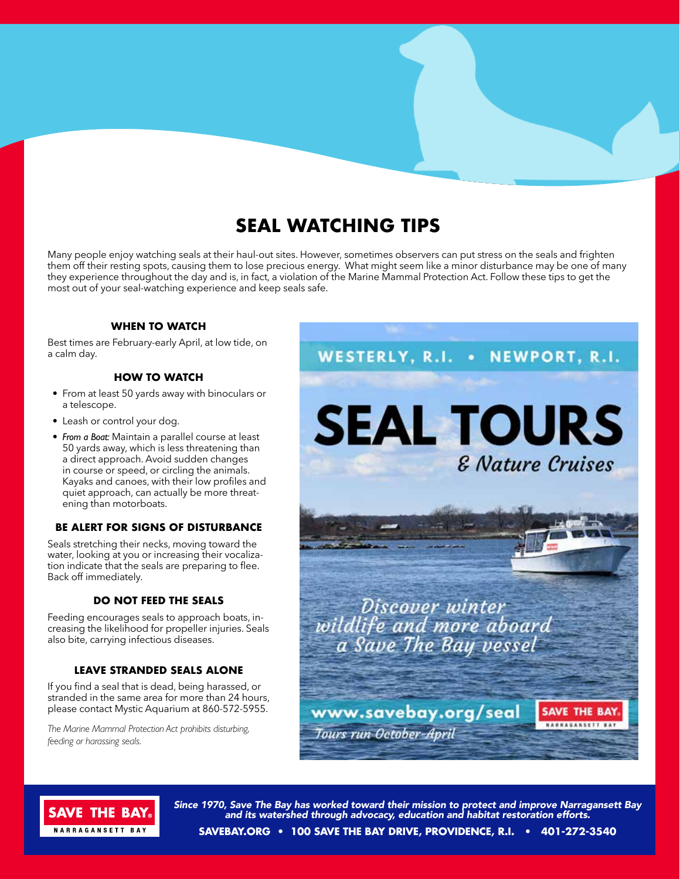# SEAL WATCHING TIPS

Many people enjoy watching seals at their haul-out sites. However, sometimes observers can put stress on the seals and frighten them off their resting spots, causing them to lose precious energy. What might seem like a minor disturbance may be one of many they experience throughout the day and is, in fact, a violation of the Marine Mammal Protection Act. Follow these tips to get the most out of your seal-watching experience and keep seals safe.

### WHEN TO WATCH

Best times are February-early April, at low tide, on a calm day.

### HOW TO WATCH

- From at least 50 yards away with binoculars or a telescope.
- Leash or control your dog.
- *From a Boat:* Maintain a parallel course at least 50 yards away, which is less threatening than a direct approach. Avoid sudden changes in course or speed, or circling the animals. Kayaks and canoes, with their low profiles and quiet approach, can actually be more threatening than motorboats.

### BE ALERT FOR SIGNS OF DISTURBANCE

Seals stretching their necks, moving toward the water, looking at you or increasing their vocalization indicate that the seals are preparing to flee. Back off immediately.

### DO NOT FEED THE SEALS

Feeding encourages seals to approach boats, increasing the likelihood for propeller injuries. Seals also bite, carrying infectious diseases.

### LEAVE STRANDED SEALS ALONE

If you find a seal that is dead, being harassed, or stranded in the same area for more than 24 hours, please contact Mystic Aquarium at 860-572-5955.

*The Marine Mammal Protection Act prohibits disturbing, feeding or harassing seals.*

WESTERLY, R.I. • NEWPORT, R.I.

## SEAL TOURS

*& Nature Cruises*

*Discover winter wildlife and more aboard a Save The Bay vessel*

www.savebay.org/seal

*Tours run October-April*

SAVE THE BAY
NARRAGANSETT BAY

SAVE THE BAY
NARRAGANSETT BAY

***Since 1970, Save The Bay has worked toward their mission to protect and improve Narragansett Bay and its watershed through advocacy, education and habitat restoration efforts.***

**SAVEBAY.ORG • 100 SAVE THE BAY DRIVE, PROVIDENCE, R.I. • 401-272-3540**